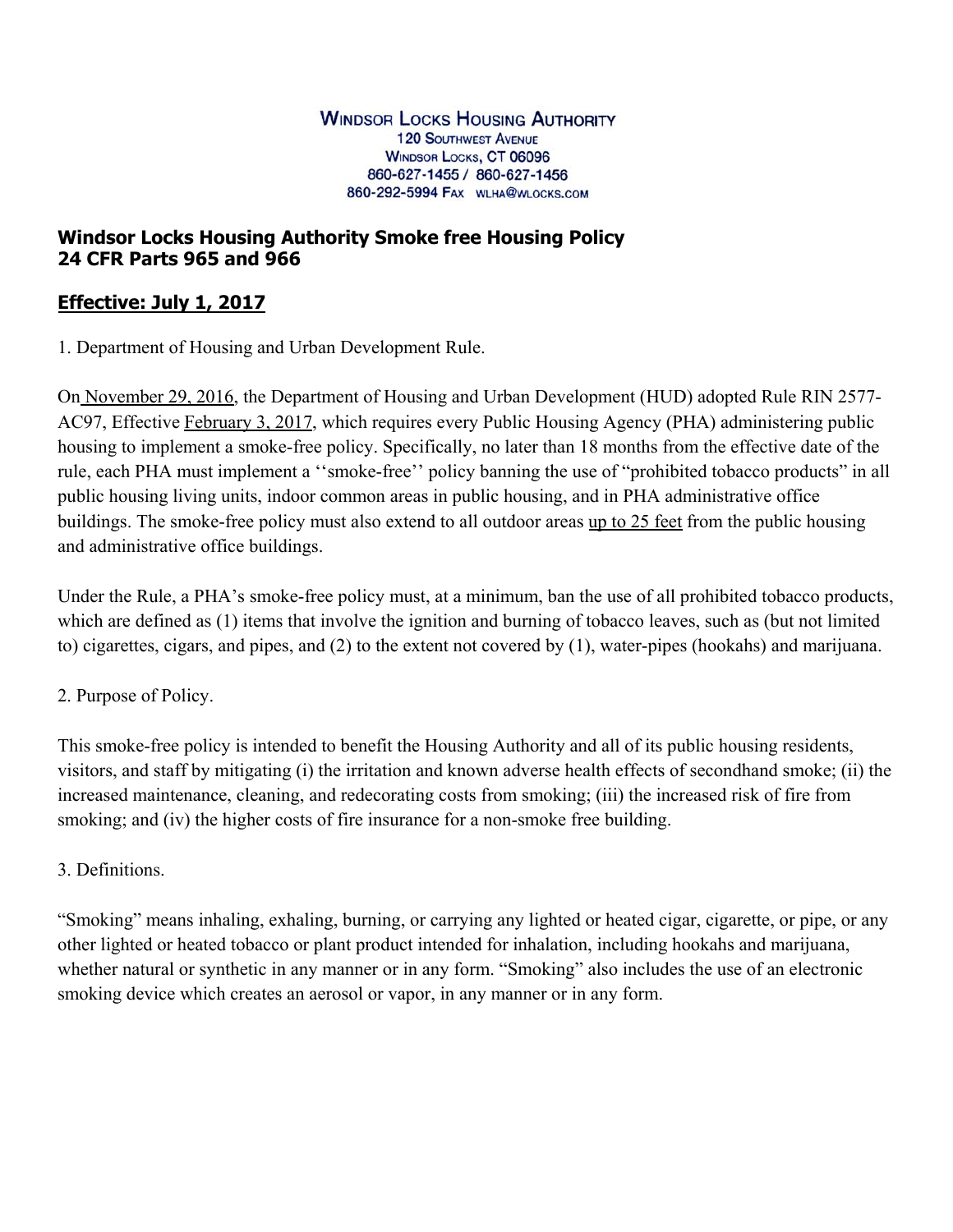**Windsor Locks Housing Authority**
120 Southwest Avenue
Windsor Locks, CT 06096
860-627-1455 / 860-627-1456
860-292-5994 Fax wlha@wlocks.com

# Windsor Locks Housing Authority Smoke free Housing Policy
# 24 CFR Parts 965 and 966

## Effective: July 1, 2017

1. Department of Housing and Urban Development Rule.

On November 29, 2016, the Department of Housing and Urban Development (HUD) adopted Rule RIN 2577-AC97, Effective February 3, 2017, which requires every Public Housing Agency (PHA) administering public housing to implement a smoke-free policy. Specifically, no later than 18 months from the effective date of the rule, each PHA must implement a ''smoke-free'' policy banning the use of "prohibited tobacco products" in all public housing living units, indoor common areas in public housing, and in PHA administrative office buildings. The smoke-free policy must also extend to all outdoor areas up to 25 feet from the public housing and administrative office buildings.

Under the Rule, a PHA's smoke-free policy must, at a minimum, ban the use of all prohibited tobacco products, which are defined as (1) items that involve the ignition and burning of tobacco leaves, such as (but not limited to) cigarettes, cigars, and pipes, and (2) to the extent not covered by (1), water-pipes (hookahs) and marijuana.

2. Purpose of Policy.

This smoke-free policy is intended to benefit the Housing Authority and all of its public housing residents, visitors, and staff by mitigating (i) the irritation and known adverse health effects of secondhand smoke; (ii) the increased maintenance, cleaning, and redecorating costs from smoking; (iii) the increased risk of fire from smoking; and (iv) the higher costs of fire insurance for a non-smoke free building.

3. Definitions.

"Smoking" means inhaling, exhaling, burning, or carrying any lighted or heated cigar, cigarette, or pipe, or any other lighted or heated tobacco or plant product intended for inhalation, including hookahs and marijuana, whether natural or synthetic in any manner or in any form. "Smoking" also includes the use of an electronic smoking device which creates an aerosol or vapor, in any manner or in any form.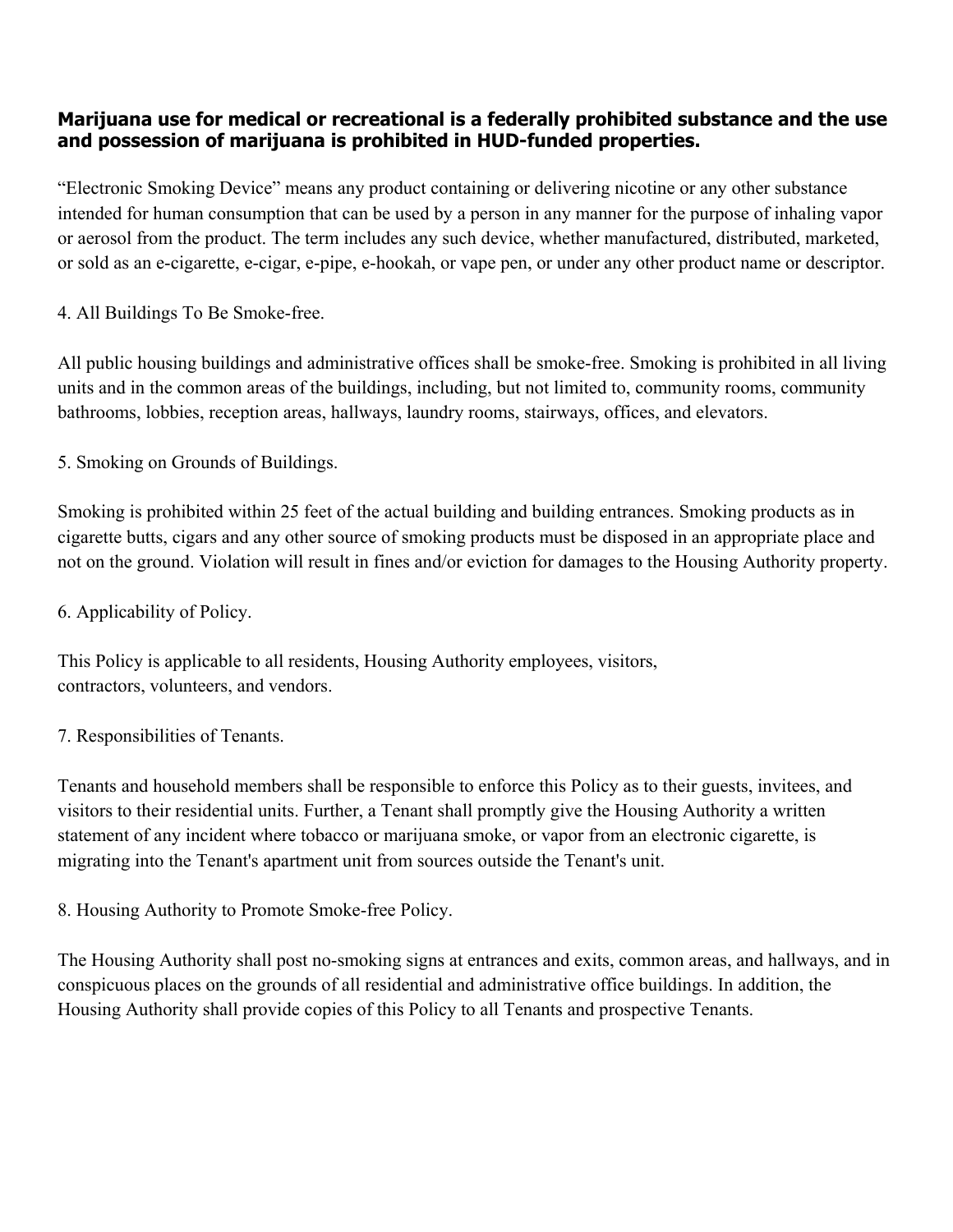**Marijuana use for medical or recreational is a federally prohibited substance and the use and possession of marijuana is prohibited in HUD-funded properties.**

"Electronic Smoking Device" means any product containing or delivering nicotine or any other substance intended for human consumption that can be used by a person in any manner for the purpose of inhaling vapor or aerosol from the product. The term includes any such device, whether manufactured, distributed, marketed, or sold as an e-cigarette, e-cigar, e-pipe, e-hookah, or vape pen, or under any other product name or descriptor.

4. All Buildings To Be Smoke-free.

All public housing buildings and administrative offices shall be smoke-free. Smoking is prohibited in all living units and in the common areas of the buildings, including, but not limited to, community rooms, community bathrooms, lobbies, reception areas, hallways, laundry rooms, stairways, offices, and elevators.

5. Smoking on Grounds of Buildings.

Smoking is prohibited within 25 feet of the actual building and building entrances. Smoking products as in cigarette butts, cigars and any other source of smoking products must be disposed in an appropriate place and not on the ground. Violation will result in fines and/or eviction for damages to the Housing Authority property.

6. Applicability of Policy.

This Policy is applicable to all residents, Housing Authority employees, visitors, contractors, volunteers, and vendors.

7. Responsibilities of Tenants.

Tenants and household members shall be responsible to enforce this Policy as to their guests, invitees, and visitors to their residential units. Further, a Tenant shall promptly give the Housing Authority a written statement of any incident where tobacco or marijuana smoke, or vapor from an electronic cigarette, is migrating into the Tenant's apartment unit from sources outside the Tenant's unit.

8. Housing Authority to Promote Smoke-free Policy.

The Housing Authority shall post no-smoking signs at entrances and exits, common areas, and hallways, and in conspicuous places on the grounds of all residential and administrative office buildings. In addition, the Housing Authority shall provide copies of this Policy to all Tenants and prospective Tenants.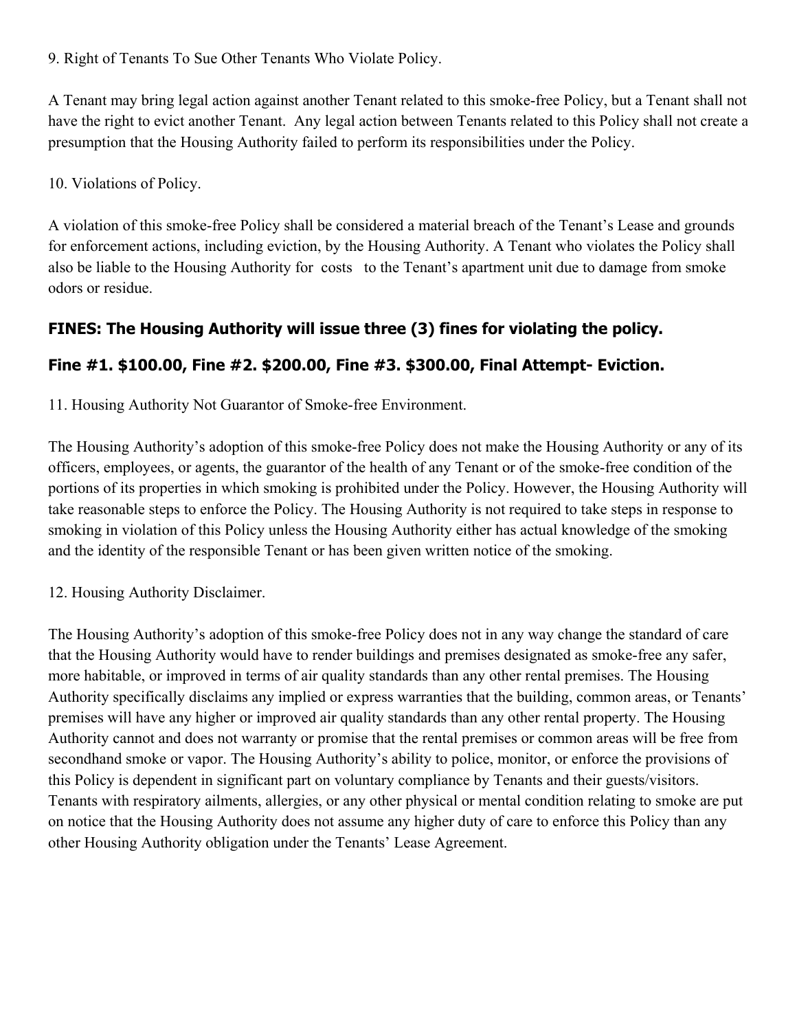9. Right of Tenants To Sue Other Tenants Who Violate Policy.

A Tenant may bring legal action against another Tenant related to this smoke-free Policy, but a Tenant shall not have the right to evict another Tenant. Any legal action between Tenants related to this Policy shall not create a presumption that the Housing Authority failed to perform its responsibilities under the Policy.

10. Violations of Policy.

A violation of this smoke-free Policy shall be considered a material breach of the Tenant's Lease and grounds for enforcement actions, including eviction, by the Housing Authority. A Tenant who violates the Policy shall also be liable to the Housing Authority for costs to the Tenant's apartment unit due to damage from smoke odors or residue.

**FINES: The Housing Authority will issue three (3) fines for violating the policy.**

**Fine #1. $100.00, Fine #2. $200.00, Fine #3. $300.00, Final Attempt- Eviction.**

11. Housing Authority Not Guarantor of Smoke-free Environment.

The Housing Authority's adoption of this smoke-free Policy does not make the Housing Authority or any of its officers, employees, or agents, the guarantor of the health of any Tenant or of the smoke-free condition of the portions of its properties in which smoking is prohibited under the Policy. However, the Housing Authority will take reasonable steps to enforce the Policy. The Housing Authority is not required to take steps in response to smoking in violation of this Policy unless the Housing Authority either has actual knowledge of the smoking and the identity of the responsible Tenant or has been given written notice of the smoking.

12. Housing Authority Disclaimer.

The Housing Authority's adoption of this smoke-free Policy does not in any way change the standard of care that the Housing Authority would have to render buildings and premises designated as smoke-free any safer, more habitable, or improved in terms of air quality standards than any other rental premises. The Housing Authority specifically disclaims any implied or express warranties that the building, common areas, or Tenants' premises will have any higher or improved air quality standards than any other rental property. The Housing Authority cannot and does not warranty or promise that the rental premises or common areas will be free from secondhand smoke or vapor. The Housing Authority's ability to police, monitor, or enforce the provisions of this Policy is dependent in significant part on voluntary compliance by Tenants and their guests/visitors. Tenants with respiratory ailments, allergies, or any other physical or mental condition relating to smoke are put on notice that the Housing Authority does not assume any higher duty of care to enforce this Policy than any other Housing Authority obligation under the Tenants' Lease Agreement.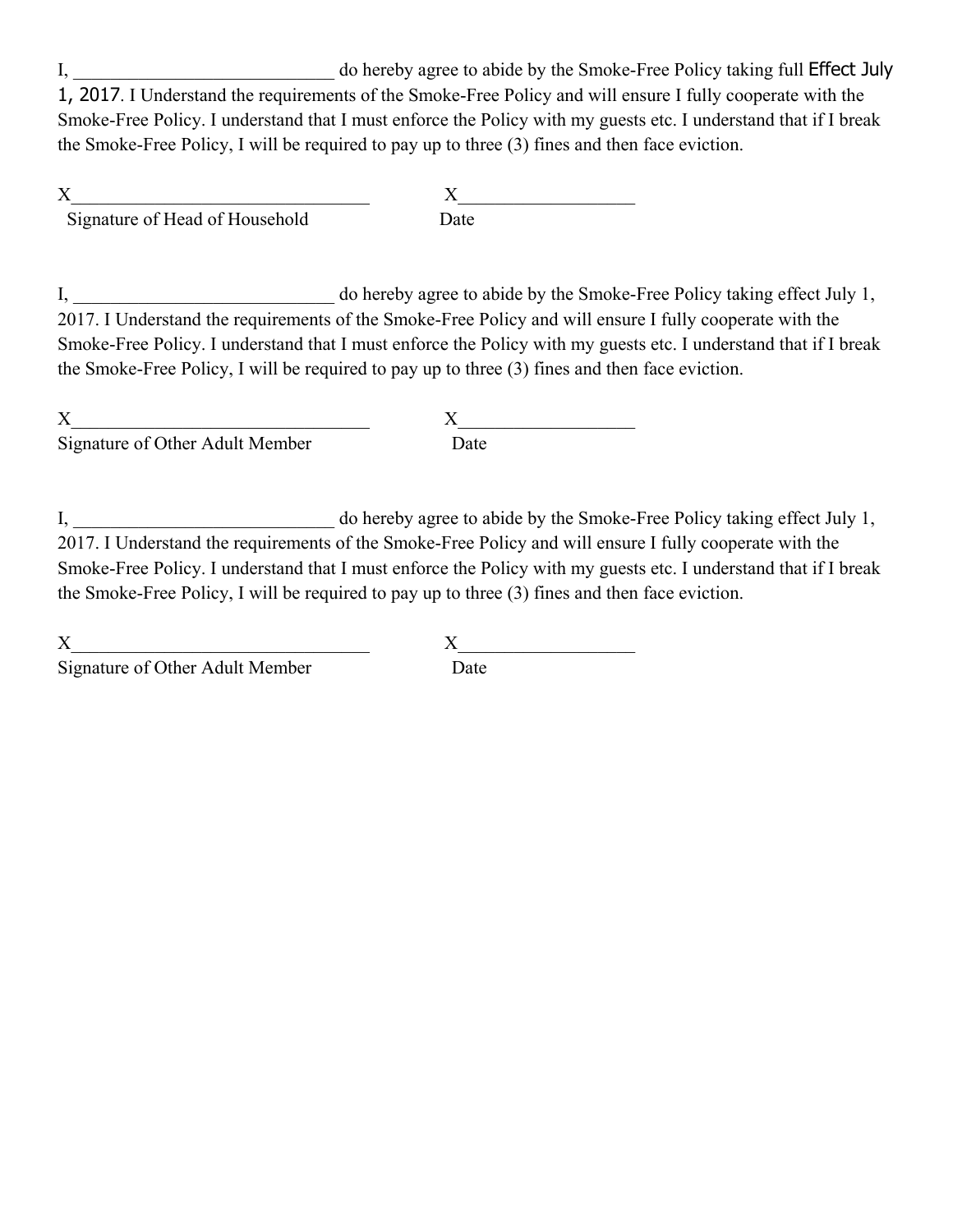I, ____________________________ do hereby agree to abide by the Smoke-Free Policy taking full Effect July 1, 2017. I Understand the requirements of the Smoke-Free Policy and will ensure I fully cooperate with the Smoke-Free Policy. I understand that I must enforce the Policy with my guests etc. I understand that if I break the Smoke-Free Policy, I will be required to pay up to three (3) fines and then face eviction.

X________________________________ X__________________

Signature of Head of Household Date

I, ____________________________ do hereby agree to abide by the Smoke-Free Policy taking effect July 1, 2017. I Understand the requirements of the Smoke-Free Policy and will ensure I fully cooperate with the Smoke-Free Policy. I understand that I must enforce the Policy with my guests etc. I understand that if I break the Smoke-Free Policy, I will be required to pay up to three (3) fines and then face eviction.

X________________________________ X__________________

Signature of Other Adult Member Date

I, ____________________________ do hereby agree to abide by the Smoke-Free Policy taking effect July 1, 2017. I Understand the requirements of the Smoke-Free Policy and will ensure I fully cooperate with the Smoke-Free Policy. I understand that I must enforce the Policy with my guests etc. I understand that if I break the Smoke-Free Policy, I will be required to pay up to three (3) fines and then face eviction.

X________________________________ X__________________

Signature of Other Adult Member Date